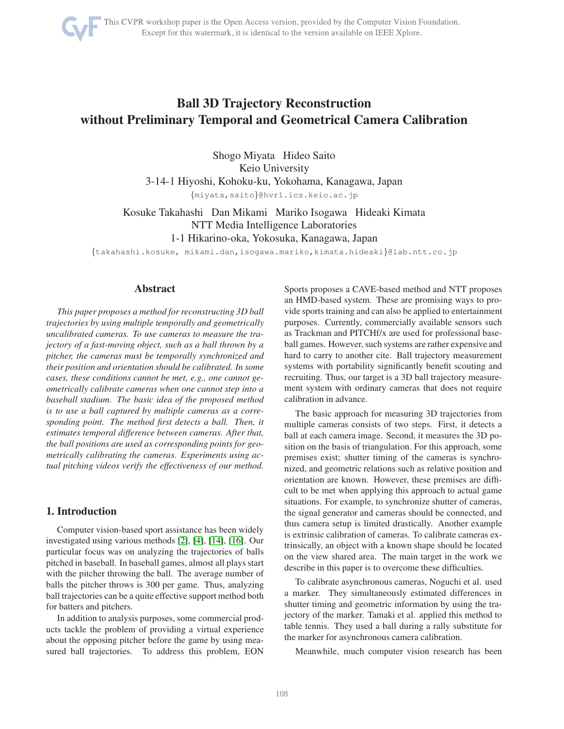# Ball 3D Trajectory Reconstruction without Preliminary Temporal and Geometrical Camera Calibration

Shogo Miyata Hideo Saito
Keio University
3-14-1 Hiyoshi, Kohoku-ku, Yokohama, Kanagawa, Japan
{miyata,saito}@hvrl.ics.keio.ac.jp

Kosuke Takahashi Dan Mikami Mariko Isogawa Hideaki Kimata
NTT Media Intelligence Laboratories
1-1 Hikarino-oka, Yokosuka, Kanagawa, Japan
{takahashi.kosuke, mikami.dan,isogawa.mariko,kimata.hideaki}@lab.ntt.co.jp

## Abstract

*This paper proposes a method for reconstructing 3D ball trajectories by using multiple temporally and geometrically uncalibrated cameras. To use cameras to measure the trajectory of a fast-moving object, such as a ball thrown by a pitcher, the cameras must be temporally synchronized and their position and orientation should be calibrated. In some cases, these conditions cannot be met, e.g., one cannot geometrically calibrate cameras when one cannot step into a baseball stadium. The basic idea of the proposed method is to use a ball captured by multiple cameras as a corresponding point. The method first detects a ball. Then, it estimates temporal difference between cameras. After that, the ball positions are used as corresponding points for geometrically calibrating the cameras. Experiments using actual pitching videos verify the effectiveness of our method.*

## 1. Introduction

Computer vision-based sport assistance has been widely investigated using various methods [2], [4], [14], [16]. Our particular focus was on analyzing the trajectories of balls pitched in baseball. In baseball games, almost all plays start with the pitcher throwing the ball. The average number of balls the pitcher throws is 300 per game. Thus, analyzing ball trajectories can be a quite effective support method both for batters and pitchers.

In addition to analysis purposes, some commercial products tackle the problem of providing a virtual experience about the opposing pitcher before the game by using measured ball trajectories. To address this problem, EON Sports proposes a CAVE-based method and NTT proposes an HMD-based system. These are promising ways to provide sports training and can also be applied to entertainment purposes. Currently, commercially available sensors such as Trackman and PITCHf/x are used for professional baseball games. However, such systems are rather expensive and hard to carry to another cite. Ball trajectory measurement systems with portability significantly benefit scouting and recruiting. Thus, our target is a 3D ball trajectory measurement system with ordinary cameras that does not require calibration in advance.

The basic approach for measuring 3D trajectories from multiple cameras consists of two steps. First, it detects a ball at each camera image. Second, it measures the 3D position on the basis of triangulation. For this approach, some premises exist; shutter timing of the cameras is synchronized, and geometric relations such as relative position and orientation are known. However, these premises are difficult to be met when applying this approach to actual game situations. For example, to synchronize shutter of cameras, the signal generator and cameras should be connected, and thus camera setup is limited drastically. Another example is extrinsic calibration of cameras. To calibrate cameras extrinsically, an object with a known shape should be located on the view shared area. The main target in the work we describe in this paper is to overcome these difficulties.

To calibrate asynchronous cameras, Noguchi et al. used a marker. They simultaneously estimated differences in shutter timing and geometric information by using the trajectory of the marker. Tamaki et al. applied this method to table tennis. They used a ball during a rally substitute for the marker for asynchronous camera calibration.

Meanwhile, much computer vision research has been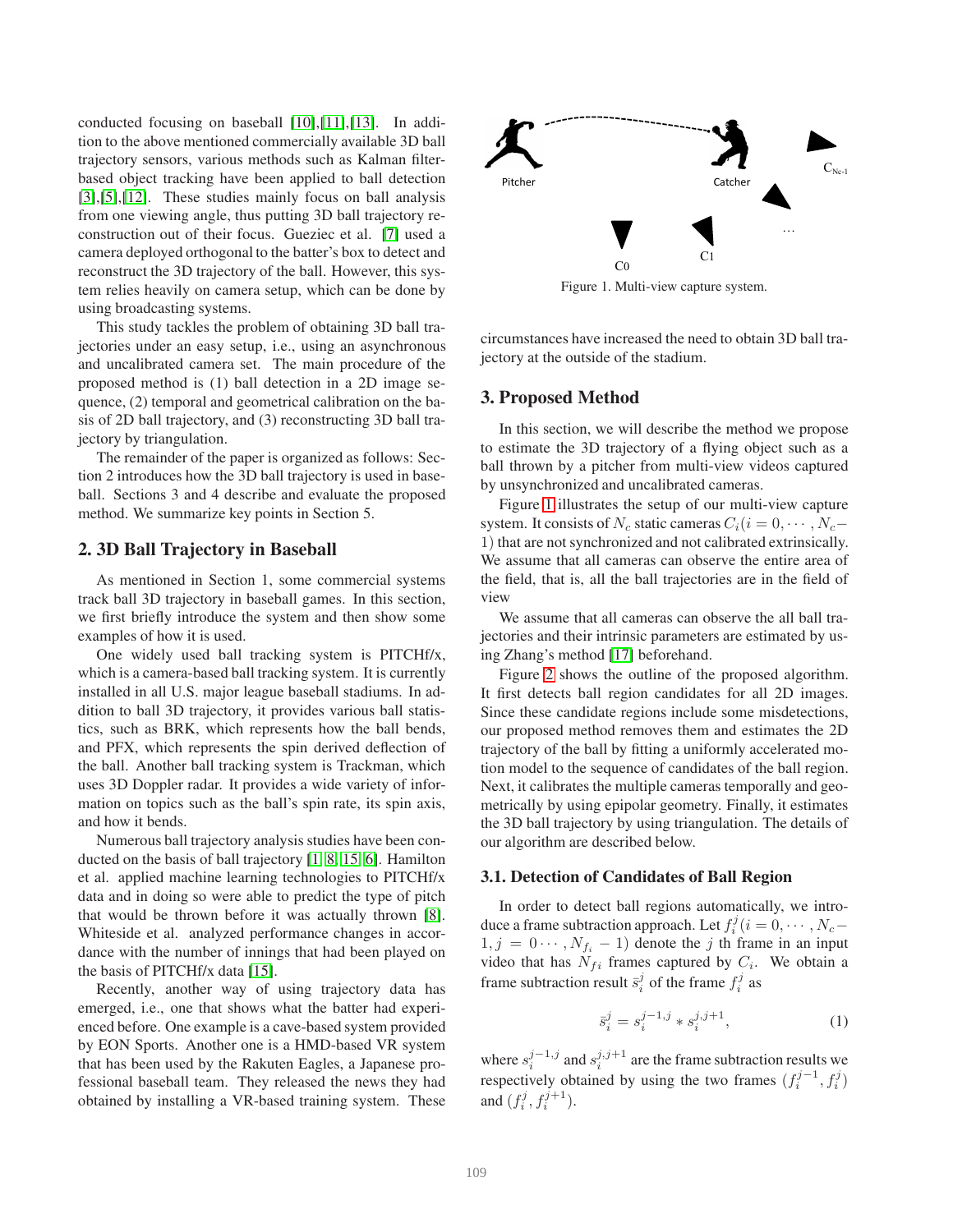conducted focusing on baseball [10],[11],[13]. In addition to the above mentioned commercially available 3D ball trajectory sensors, various methods such as Kalman filter-based object tracking have been applied to ball detection [3],[5],[12]. These studies mainly focus on ball analysis from one viewing angle, thus putting 3D ball trajectory reconstruction out of their focus. Gueziec et al. [7] used a camera deployed orthogonal to the batter's box to detect and reconstruct the 3D trajectory of the ball. However, this system relies heavily on camera setup, which can be done by using broadcasting systems.

This study tackles the problem of obtaining 3D ball trajectories under an easy setup, i.e., using an asynchronous and uncalibrated camera set. The main procedure of the proposed method is (1) ball detection in a 2D image sequence, (2) temporal and geometrical calibration on the basis of 2D ball trajectory, and (3) reconstructing 3D ball trajectory by triangulation.

The remainder of the paper is organized as follows: Section 2 introduces how the 3D ball trajectory is used in baseball. Sections 3 and 4 describe and evaluate the proposed method. We summarize key points in Section 5.

## 2. 3D Ball Trajectory in Baseball

As mentioned in Section 1, some commercial systems track ball 3D trajectory in baseball games. In this section, we first briefly introduce the system and then show some examples of how it is used.

One widely used ball tracking system is PITCHf/x, which is a camera-based ball tracking system. It is currently installed in all U.S. major league baseball stadiums. In addition to ball 3D trajectory, it provides various ball statistics, such as BRK, which represents how the ball bends, and PFX, which represents the spin derived deflection of the ball. Another ball tracking system is Trackman, which uses 3D Doppler radar. It provides a wide variety of information on topics such as the ball's spin rate, its spin axis, and how it bends.

Numerous ball trajectory analysis studies have been conducted on the basis of ball trajectory [1, 8, 15, 6]. Hamilton et al. applied machine learning technologies to PITCHf/x data and in doing so were able to predict the type of pitch that would be thrown before it was actually thrown [8]. Whiteside et al. analyzed performance changes in accordance with the number of innings that had been played on the basis of PITCHf/x data [15].

Recently, another way of using trajectory data has emerged, i.e., one that shows what the batter had experienced before. One example is a cave-based system provided by EON Sports. Another one is a HMD-based VR system that has been used by the Rakuten Eagles, a Japanese professional baseball team. They released the news they had obtained by installing a VR-based training system. These circumstances have increased the need to obtain 3D ball trajectory at the outside of the stadium.

Figure 1. Multi-view capture system.

## 3. Proposed Method

In this section, we will describe the method we propose to estimate the 3D trajectory of a flying object such as a ball thrown by a pitcher from multi-view videos captured by unsynchronized and uncalibrated cameras.

Figure 1 illustrates the setup of our multi-view capture system. It consists of $N_c$ static cameras $C_i (i = 0, \cdots, N_c - 1)$ that are not synchronized and not calibrated extrinsically. We assume that all cameras can observe the entire area of the field, that is, all the ball trajectories are in the field of view

We assume that all cameras can observe the all ball trajectories and their intrinsic parameters are estimated by using Zhang's method [17] beforehand.

Figure 2 shows the outline of the proposed algorithm. It first detects ball region candidates for all 2D images. Since these candidate regions include some misdetections, our proposed method removes them and estimates the 2D trajectory of the ball by fitting a uniformly accelerated motion model to the sequence of candidates of the ball region. Next, it calibrates the multiple cameras temporally and geometrically by using epipolar geometry. Finally, it estimates the 3D ball trajectory by using triangulation. The details of our algorithm are described below.

### 3.1. Detection of Candidates of Ball Region

In order to detect ball regions automatically, we introduce a frame subtraction approach. Let $f_i^j (i = 0, \cdots, N_c - 1, j = 0 \cdots, N_{f_i} - 1)$ denote the $j$ th frame in an input video that has $N_{fi}$ frames captured by $C_i$. We obtain a frame subtraction result $\bar{s}_i^j$ of the frame $f_i^j$ as

$$\bar{s}_i^j = s_i^{j-1,j} * s_i^{j,j+1}, \tag{1}$$

where $s_i^{j-1,j}$ and $s_i^{j,j+1}$ are the frame subtraction results we respectively obtained by using the two frames $(f_i^{j-1}, f_i^j)$ and $(f_i^j, f_i^{j+1})$.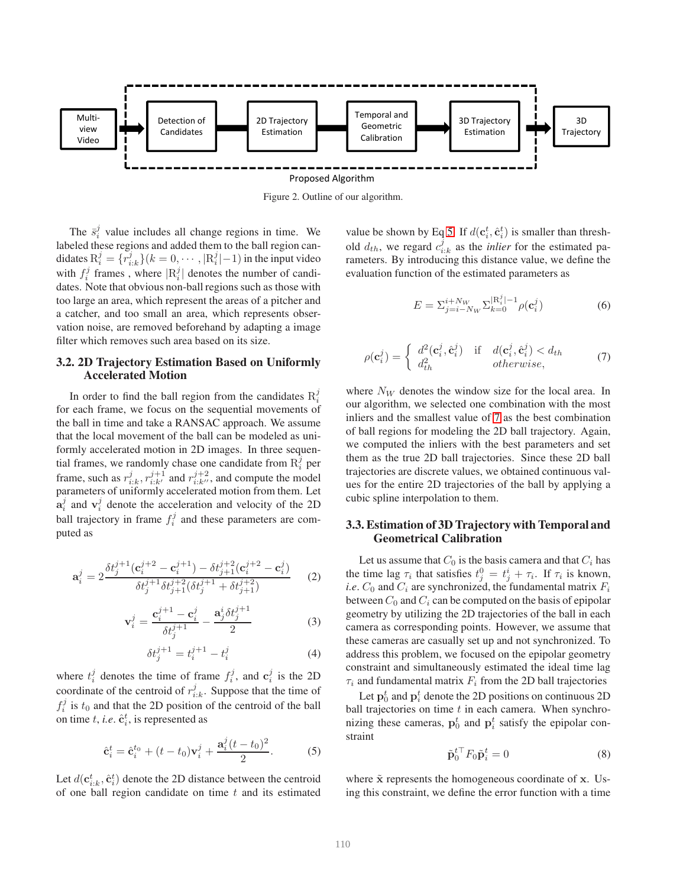Figure 2. Outline of our algorithm.

The $\bar{s}_i^j$ value includes all change regions in time. We labeled these regions and added them to the ball region candidates $\mathrm{R}_i^j = \{r_{i:k}^j\}(k = 0, \cdots, |\mathrm{R}_i^j|-1)$ in the input video with $f_i^j$ frames , where $|\mathrm{R}_i^j|$ denotes the number of candidates. Note that obvious non-ball regions such as those with too large an area, which represent the areas of a pitcher and a catcher, and too small an area, which represents observation noise, are removed beforehand by adapting a image filter which removes such area based on its size.

### 3.2. 2D Trajectory Estimation Based on Uniformly Accelerated Motion

In order to find the ball region from the candidates $\mathrm{R}_i^j$ for each frame, we focus on the sequential movements of the ball in time and take a RANSAC approach. We assume that the local movement of the ball can be modeled as uniformly accelerated motion in 2D images. In three sequential frames, we randomly chase one candidate from $\mathrm{R}_i^j$ per frame, such as $r_{i:k}^j, r_{i:k'}^{j+1}$ and $r_{i:k''}^{j+2}$, and compute the model parameters of uniformly accelerated motion from them. Let $\mathbf{a}_i^j$ and $\mathbf{v}_i^j$ denote the acceleration and velocity of the 2D ball trajectory in frame $f_i^j$ and these parameters are computed as

$$\mathbf{a}_i^j = 2\frac{\delta t_j^{j+1}(\mathbf{c}_i^{j+2} - \mathbf{c}_i^{j+1}) - \delta t_{j+1}^{j+2}(\mathbf{c}_i^{j+2} - \mathbf{c}_i^j)}{\delta t_j^{j+1}\delta t_{j+1}^{j+2}(\delta t_j^{j+1} + \delta t_{j+1}^{j+2})} \quad (2)$$

$$\mathbf{v}_i^j = \frac{\mathbf{c}_i^{j+1} - \mathbf{c}_i^j}{\delta t_j^{j+1}} - \frac{\mathbf{a}_j^i \delta t_j^{j+1}}{2} \quad (3)$$

$$\delta t_j^{j+1} = t_i^{j+1} - t_i^j \quad (4)$$

where $t_i^j$ denotes the time of frame $f_i^j$, and $\mathbf{c}_i^j$ is the 2D coordinate of the centroid of $r_{i:k}^j$. Suppose that the time of $f_i^j$ is $t_0$ and that the 2D position of the centroid of the ball on time $t$, *i.e.* $\hat{\mathbf{c}}_i^t$, is represented as

$$\hat{\mathbf{c}}_i^t = \hat{\mathbf{c}}_i^{t_0} + (t - t_0)\mathbf{v}_i^j + \frac{\mathbf{a}_i^j(t-t_0)^2}{2}. \quad (5)$$

Let $d(\mathbf{c}_{i:k}^t, \hat{\mathbf{c}}_i^t)$ denote the 2D distance between the centroid of one ball region candidate on time $t$ and its estimated value be shown by Eq 5. If $d(\mathbf{c}_i^t, \hat{\mathbf{c}}_i^t)$ is smaller than threshold $d_{th}$, we regard $c_{i:k}^j$ as the *inlier* for the estimated parameters. By introducing this distance value, we define the evaluation function of the estimated parameters as

$$E = \Sigma_{j=i-N_W}^{i+N_W}\Sigma_{k=0}^{|\mathrm{R}_i^j|-1}\rho(\mathbf{c}_i^j) \quad (6)$$

$$\rho(\mathbf{c}_i^j) = \begin{cases} d^2(\mathbf{c}_i^j, \hat{\mathbf{c}}_i^j) & \text{if} \quad d(\mathbf{c}_i^j, \hat{\mathbf{c}}_i^j) < d_{th} \\ d_{th}^2 & otherwise, \end{cases} \quad (7)$$

where $N_W$ denotes the window size for the local area. In our algorithm, we selected one combination with the most inliers and the smallest value of 7 as the best combination of ball regions for modeling the 2D ball trajectory. Again, we computed the inliers with the best parameters and set them as the true 2D ball trajectories. Since these 2D ball trajectories are discrete values, we obtained continuous values for the entire 2D trajectories of the ball by applying a cubic spline interpolation to them.

### 3.3. Estimation of 3D Trajectory with Temporal and Geometrical Calibration

Let us assume that $C_0$ is the basis camera and that $C_i$ has the time lag $\tau_i$ that satisfies $t_j^0 = t_j^i + \tau_i$. If $\tau_i$ is known, *i.e.* $C_0$ and $C_i$ are synchronized, the fundamental matrix $F_i$ between $C_0$ and $C_i$ can be computed on the basis of epipolar geometry by utilizing the 2D trajectories of the ball in each camera as corresponding points. However, we assume that these cameras are casually set up and not synchronized. To address this problem, we focused on the epipolar geometry constraint and simultaneously estimated the ideal time lag $\tau_i$ and fundamental matrix $F_i$ from the 2D ball trajectories

Let $\mathbf{p}_0^t$ and $\mathbf{p}_i^t$ denote the 2D positions on continuous 2D ball trajectories on time $t$ in each camera. When synchronizing these cameras, $\mathbf{p}_0^t$ and $\mathbf{p}_i^t$ satisfy the epipolar constraint

$$\tilde{\mathbf{p}}_0^{t\top} F_0 \tilde{\mathbf{p}}_i^t = 0 \quad (8)$$

where $\tilde{\mathbf{x}}$ represents the homogeneous coordinate of $\mathbf{x}$. Using this constraint, we define the error function with a time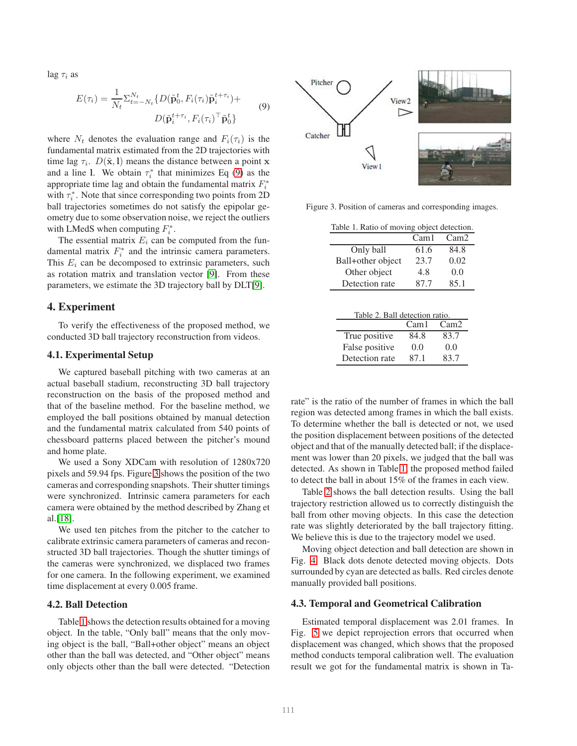lag $\tau_i$ as

$$E(\tau_i) = \frac{1}{N_t}\Sigma_{t=-N_t}^{N_t}\{D(\tilde{\mathbf{p}}_0^t, F_i(\tau_i)\tilde{\mathbf{p}}_i^{t+\tau_i}) + D(\tilde{\mathbf{p}}_i^{t+\tau_i}, F_i(\tau_i)^\top \tilde{\mathbf{p}}_0^t\} \tag{9}$$

where $N_t$ denotes the evaluation range and $F_i(\tau_i)$ is the fundamental matrix estimated from the 2D trajectories with time lag $\tau_i$. $D(\tilde{\mathbf{x}}, \mathbf{l})$ means the distance between a point $\mathbf{x}$ and a line $\mathbf{l}$. We obtain $\tau_i^*$ that minimizes Eq (9) as the appropriate time lag and obtain the fundamental matrix $F_i^*$ with $\tau_i^*$. Note that since corresponding two points from 2D ball trajectories sometimes do not satisfy the epipolar geometry due to some observation noise, we reject the outliers with LMedS when computing $F_i^*$.

The essential matrix $E_i$ can be computed from the fundamental matrix $F_i^*$ and the intrinsic camera parameters. This $E_i$ can be decomposed to extrinsic parameters, such as rotation matrix and translation vector [9]. From these parameters, we estimate the 3D trajectory ball by DLT[9].

## 4. Experiment

To verify the effectiveness of the proposed method, we conducted 3D ball trajectory reconstruction from videos.

### 4.1. Experimental Setup

We captured baseball pitching with two cameras at an actual baseball stadium, reconstructing 3D ball trajectory reconstruction on the basis of the proposed method and that of the baseline method. For the baseline method, we employed the ball positions obtained by manual detection and the fundamental matrix calculated from 540 points of chessboard patterns placed between the pitcher's mound and home plate.

We used a Sony XDCam with resolution of 1280x720 pixels and 59.94 fps. Figure 3 shows the position of the two cameras and corresponding snapshots. Their shutter timings were synchronized. Intrinsic camera parameters for each camera were obtained by the method described by Zhang et al.[18].

We used ten pitches from the pitcher to the catcher to calibrate extrinsic camera parameters of cameras and reconstructed 3D ball trajectories. Though the shutter timings of the cameras were synchronized, we displaced two frames for one camera. In the following experiment, we examined time displacement at every 0.005 frame.

Figure 3. Position of cameras and corresponding images.

Table 1. Ratio of moving object detection.

| | Cam1 | Cam2 |
|---|---|---|
| Only ball | 61.6 | 84.8 |
| Ball+other object | 23.7 | 0.02 |
| Other object | 4.8 | 0.0 |
| Detection rate | 87.7 | 85.1 |

Table 2. Ball detection ratio.

| | Cam1 | Cam2 |
|---|---|---|
| True positive | 84.8 | 83.7 |
| False positive | 0.0 | 0.0 |
| Detection rate | 87.1 | 83.7 |

### 4.2. Ball Detection

Table 1 shows the detection results obtained for a moving object. In the table, "Only ball" means that the only moving object is the ball, "Ball+other object" means an object other than the ball was detected, and "Other object" means only objects other than the ball were detected. "Detection rate" is the ratio of the number of frames in which the ball region was detected among frames in which the ball exists. To determine whether the ball is detected or not, we used the position displacement between positions of the detected object and that of the manually detected ball; if the displacement was lower than 20 pixels, we judged that the ball was detected. As shown in Table 1, the proposed method failed to detect the ball in about 15% of the frames in each view.

Table 2 shows the ball detection results. Using the ball trajectory restriction allowed us to correctly distinguish the ball from other moving objects. In this case the detection rate was slightly deteriorated by the ball trajectory fitting. We believe this is due to the trajectory model we used.

Moving object detection and ball detection are shown in Fig. 4. Black dots denote detected moving objects. Dots surrounded by cyan are detected as balls. Red circles denote manually provided ball positions.

### 4.3. Temporal and Geometrical Calibration

Estimated temporal displacement was 2.01 frames. In Fig. 5 we depict reprojection errors that occurred when displacement was changed, which shows that the proposed method conducts temporal calibration well. The evaluation result we got for the fundamental matrix is shown in Ta-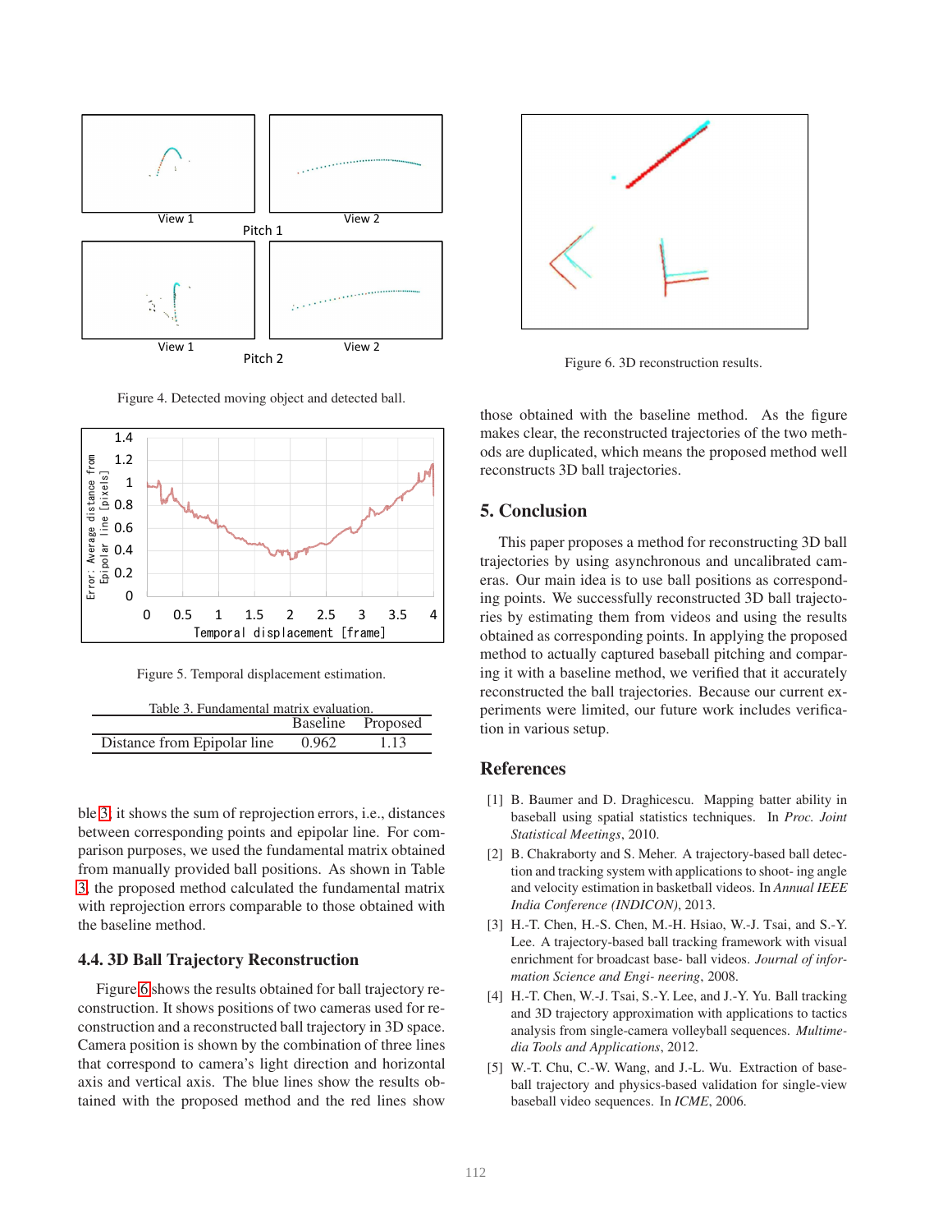Figure 4. Detected moving object and detected ball.

Figure 5. Temporal displacement estimation.

Table 3. Fundamental matrix evaluation.

| | Baseline | Proposed |
|---|---|---|
| Distance from Epipolar line | 0.962 | 1.13 |

ble 3, it shows the sum of reprojection errors, i.e., distances between corresponding points and epipolar line. For comparison purposes, we used the fundamental matrix obtained from manually provided ball positions. As shown in Table 3, the proposed method calculated the fundamental matrix with reprojection errors comparable to those obtained with the baseline method.

### 4.4. 3D Ball Trajectory Reconstruction

Figure 6 shows the results obtained for ball trajectory reconstruction. It shows positions of two cameras used for reconstruction and a reconstructed ball trajectory in 3D space. Camera position is shown by the combination of three lines that correspond to camera's light direction and horizontal axis and vertical axis. The blue lines show the results obtained with the proposed method and the red lines show those obtained with the baseline method. As the figure makes clear, the reconstructed trajectories of the two methods are duplicated, which means the proposed method well reconstructs 3D ball trajectories.

Figure 6. 3D reconstruction results.

## 5. Conclusion

This paper proposes a method for reconstructing 3D ball trajectories by using asynchronous and uncalibrated cameras. Our main idea is to use ball positions as corresponding points. We successfully reconstructed 3D ball trajectories by estimating them from videos and using the results obtained as corresponding points. In applying the proposed method to actually captured baseball pitching and comparing it with a baseline method, we verified that it accurately reconstructed the ball trajectories. Because our current experiments were limited, our future work includes verification in various setup.

## References

[1] B. Baumer and D. Draghicescu. Mapping batter ability in baseball using spatial statistics techniques. In *Proc. Joint Statistical Meetings*, 2010.

[2] B. Chakraborty and S. Meher. A trajectory-based ball detection and tracking system with applications to shoot- ing angle and velocity estimation in basketball videos. In *Annual IEEE India Conference (INDICON)*, 2013.

[3] H.-T. Chen, H.-S. Chen, M.-H. Hsiao, W.-J. Tsai, and S.-Y. Lee. A trajectory-based ball tracking framework with visual enrichment for broadcast base- ball videos. *Journal of information Science and Engi- neering*, 2008.

[4] H.-T. Chen, W.-J. Tsai, S.-Y. Lee, and J.-Y. Yu. Ball tracking and 3D trajectory approximation with applications to tactics analysis from single-camera volleyball sequences. *Multimedia Tools and Applications*, 2012.

[5] W.-T. Chu, C.-W. Wang, and J.-L. Wu. Extraction of baseball trajectory and physics-based validation for single-view baseball video sequences. In *ICME*, 2006.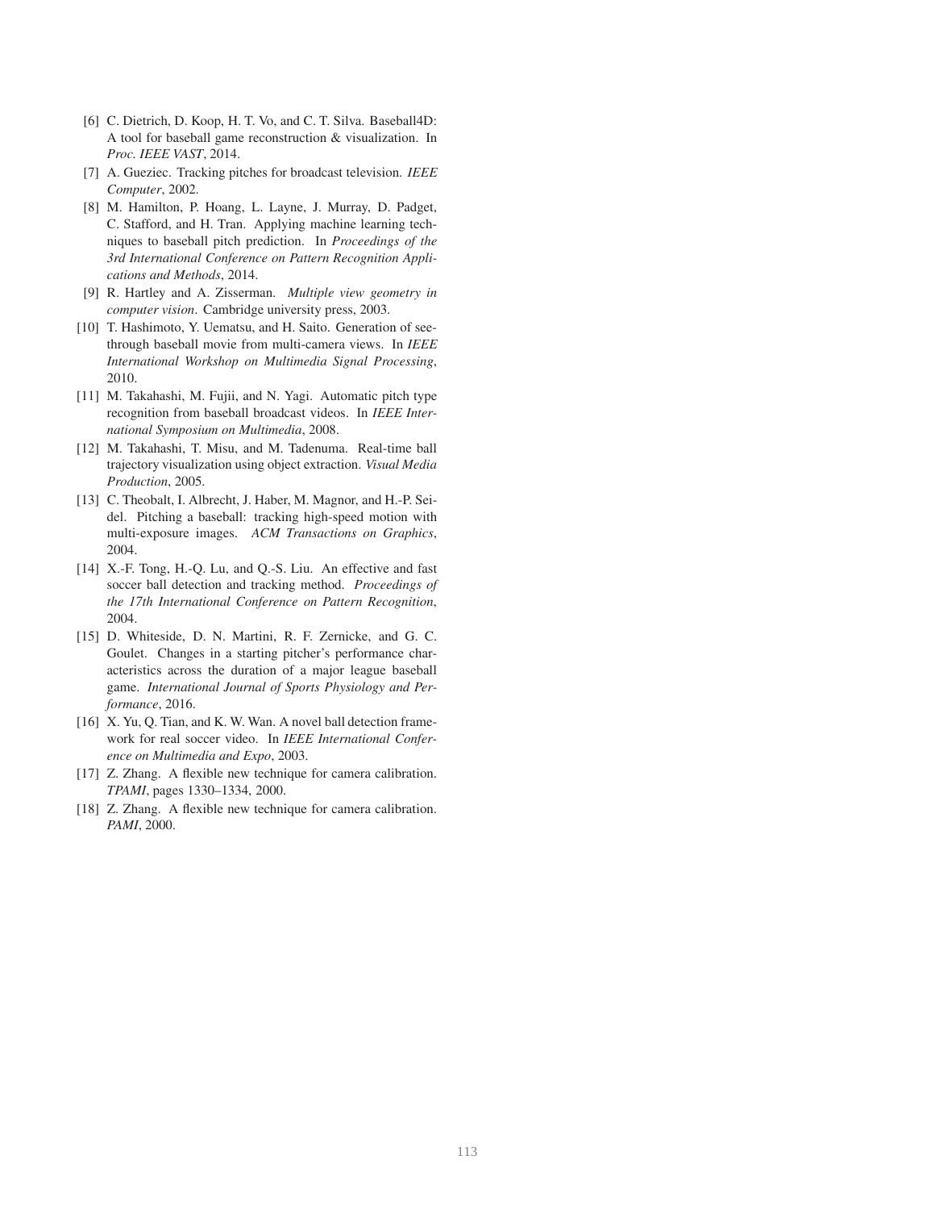[6] C. Dietrich, D. Koop, H. T. Vo, and C. T. Silva. Baseball4D: A tool for baseball game reconstruction & visualization. In *Proc. IEEE VAST*, 2014.

[7] A. Gueziec. Tracking pitches for broadcast television. *IEEE Computer*, 2002.

[8] M. Hamilton, P. Hoang, L. Layne, J. Murray, D. Padget, C. Stafford, and H. Tran. Applying machine learning techniques to baseball pitch prediction. In *Proceedings of the 3rd International Conference on Pattern Recognition Applications and Methods*, 2014.

[9] R. Hartley and A. Zisserman. *Multiple view geometry in computer vision*. Cambridge university press, 2003.

[10] T. Hashimoto, Y. Uematsu, and H. Saito. Generation of see-through baseball movie from multi-camera views. In *IEEE International Workshop on Multimedia Signal Processing*, 2010.

[11] M. Takahashi, M. Fujii, and N. Yagi. Automatic pitch type recognition from baseball broadcast videos. In *IEEE International Symposium on Multimedia*, 2008.

[12] M. Takahashi, T. Misu, and M. Tadenuma. Real-time ball trajectory visualization using object extraction. *Visual Media Production*, 2005.

[13] C. Theobalt, I. Albrecht, J. Haber, M. Magnor, and H.-P. Seidel. Pitching a baseball: tracking high-speed motion with multi-exposure images. *ACM Transactions on Graphics*, 2004.

[14] X.-F. Tong, H.-Q. Lu, and Q.-S. Liu. An effective and fast soccer ball detection and tracking method. *Proceedings of the 17th International Conference on Pattern Recognition*, 2004.

[15] D. Whiteside, D. N. Martini, R. F. Zernicke, and G. C. Goulet. Changes in a starting pitcher's performance characteristics across the duration of a major league baseball game. *International Journal of Sports Physiology and Performance*, 2016.

[16] X. Yu, Q. Tian, and K. W. Wan. A novel ball detection framework for real soccer video. In *IEEE International Conference on Multimedia and Expo*, 2003.

[17] Z. Zhang. A flexible new technique for camera calibration. *TPAMI*, pages 1330–1334, 2000.

[18] Z. Zhang. A flexible new technique for camera calibration. *PAMI*, 2000.